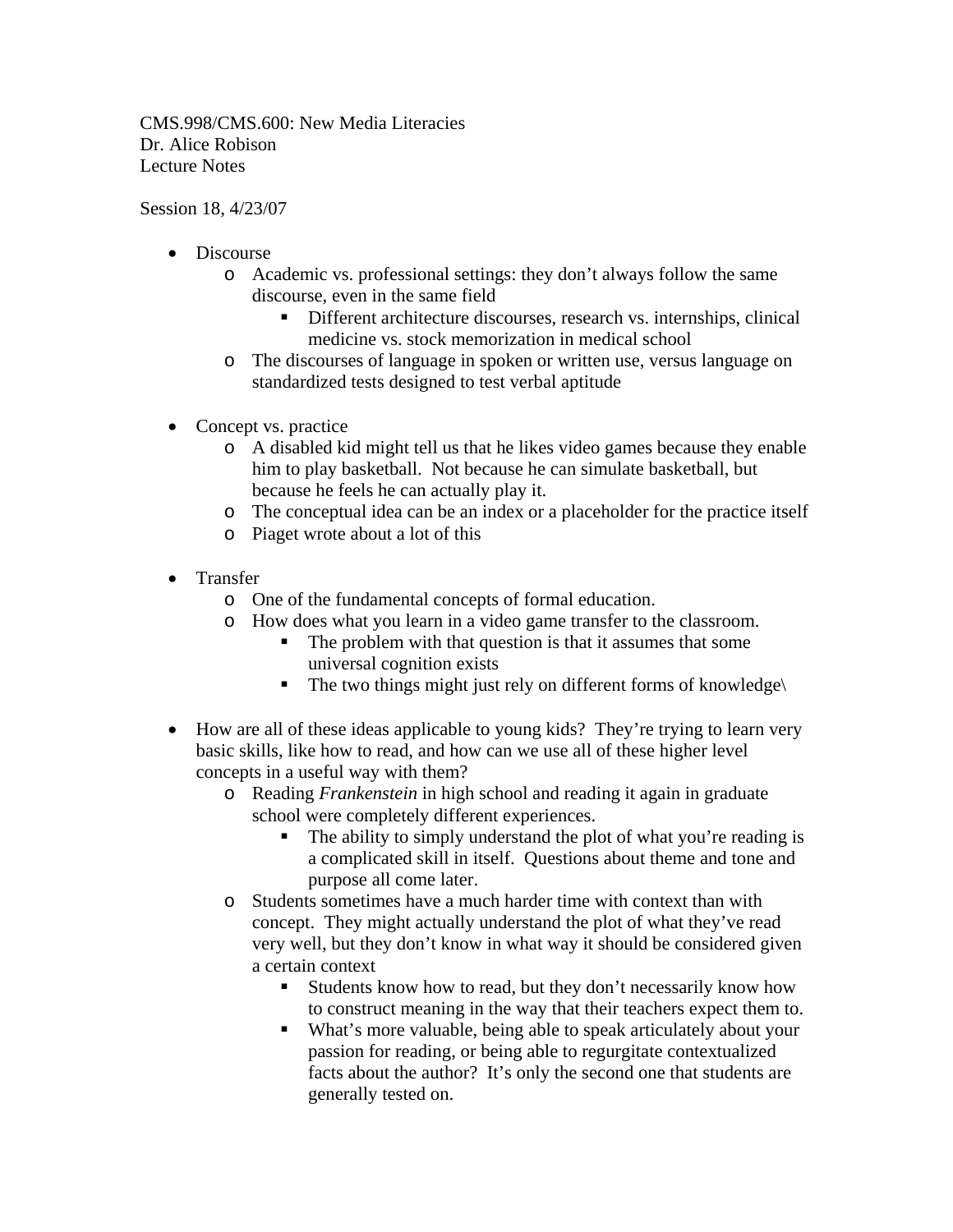CMS.998/CMS.600: New Media Literacies
Dr. Alice Robison
Lecture Notes

Session 18, 4/23/07

- Discourse
  - Academic vs. professional settings: they don't always follow the same discourse, even in the same field
    - Different architecture discourses, research vs. internships, clinical medicine vs. stock memorization in medical school
  - The discourses of language in spoken or written use, versus language on standardized tests designed to test verbal aptitude

- Concept vs. practice
  - A disabled kid might tell us that he likes video games because they enable him to play basketball. Not because he can simulate basketball, but because he feels he can actually play it.
  - The conceptual idea can be an index or a placeholder for the practice itself
  - Piaget wrote about a lot of this

- Transfer
  - One of the fundamental concepts of formal education.
  - How does what you learn in a video game transfer to the classroom.
    - The problem with that question is that it assumes that some universal cognition exists
    - The two things might just rely on different forms of knowledge\

- How are all of these ideas applicable to young kids? They're trying to learn very basic skills, like how to read, and how can we use all of these higher level concepts in a useful way with them?
  - Reading *Frankenstein* in high school and reading it again in graduate school were completely different experiences.
    - The ability to simply understand the plot of what you're reading is a complicated skill in itself. Questions about theme and tone and purpose all come later.
  - Students sometimes have a much harder time with context than with concept. They might actually understand the plot of what they've read very well, but they don't know in what way it should be considered given a certain context
    - Students know how to read, but they don't necessarily know how to construct meaning in the way that their teachers expect them to.
    - What's more valuable, being able to speak articulately about your passion for reading, or being able to regurgitate contextualized facts about the author? It's only the second one that students are generally tested on.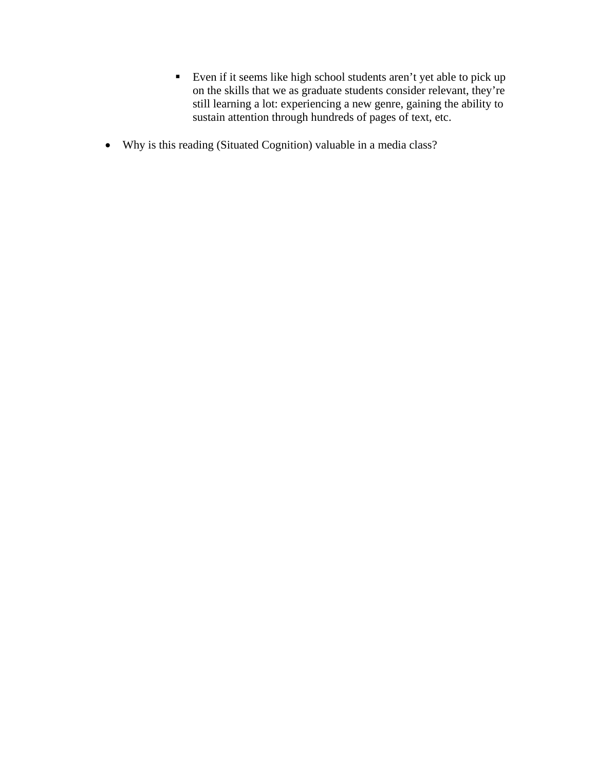- Even if it seems like high school students aren't yet able to pick up on the skills that we as graduate students consider relevant, they're still learning a lot: experiencing a new genre, gaining the ability to sustain attention through hundreds of pages of text, etc.

- Why is this reading (Situated Cognition) valuable in a media class?